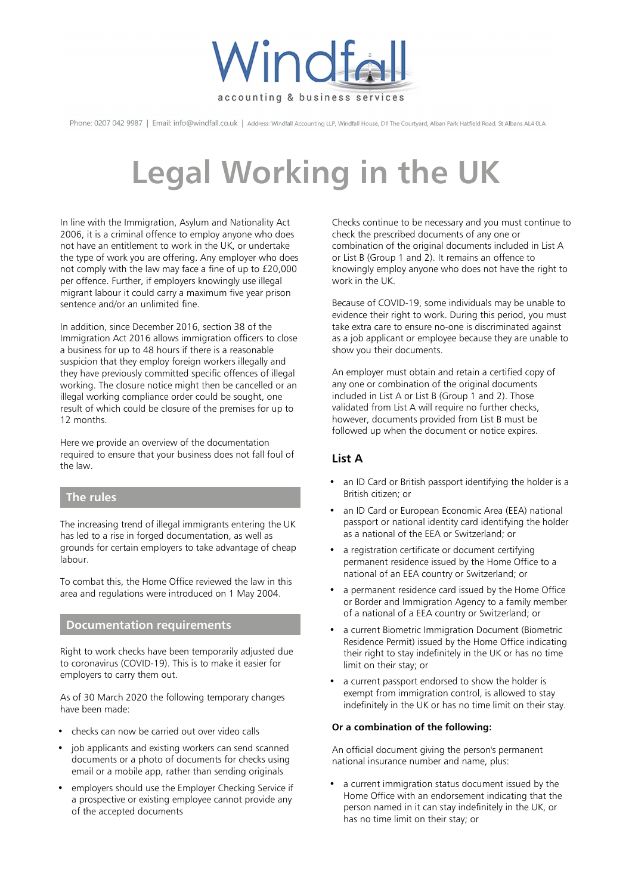Windfall

accounting & business services

Phone: 0207 042 9987 | Email: info@windfall.co.uk | Address: Windfall Accounting LLP, Windfall House, D1 The Courtyard, Alban Park Hatfield Road, St Albans AL4 0LA

# Legal Working in the UK

In line with the Immigration, Asylum and Nationality Act 2006, it is a criminal offence to employ anyone who does not have an entitlement to work in the UK, or undertake the type of work you are offering. Any employer who does not comply with the law may face a fine of up to £20,000 per offence. Further, if employers knowingly use illegal migrant labour it could carry a maximum five year prison sentence and/or an unlimited fine.

In addition, since December 2016, section 38 of the Immigration Act 2016 allows immigration officers to close a business for up to 48 hours if there is a reasonable suspicion that they employ foreign workers illegally and they have previously committed specific offences of illegal working. The closure notice might then be cancelled or an illegal working compliance order could be sought, one result of which could be closure of the premises for up to 12 months.

Here we provide an overview of the documentation required to ensure that your business does not fall foul of the law.

## The rules

The increasing trend of illegal immigrants entering the UK has led to a rise in forged documentation, as well as grounds for certain employers to take advantage of cheap labour.

To combat this, the Home Office reviewed the law in this area and regulations were introduced on 1 May 2004.

## Documentation requirements

Right to work checks have been temporarily adjusted due to coronavirus (COVID-19). This is to make it easier for employers to carry them out.

As of 30 March 2020 the following temporary changes have been made:

- checks can now be carried out over video calls
- job applicants and existing workers can send scanned documents or a photo of documents for checks using email or a mobile app, rather than sending originals
- employers should use the Employer Checking Service if a prospective or existing employee cannot provide any of the accepted documents

Checks continue to be necessary and you must continue to check the prescribed documents of any one or combination of the original documents included in List A or List B (Group 1 and 2). It remains an offence to knowingly employ anyone who does not have the right to work in the UK.

Because of COVID-19, some individuals may be unable to evidence their right to work. During this period, you must take extra care to ensure no-one is discriminated against as a job applicant or employee because they are unable to show you their documents.

An employer must obtain and retain a certified copy of any one or combination of the original documents included in List A or List B (Group 1 and 2). Those validated from List A will require no further checks, however, documents provided from List B must be followed up when the document or notice expires.

### List A

- an ID Card or British passport identifying the holder is a British citizen; or
- an ID Card or European Economic Area (EEA) national passport or national identity card identifying the holder as a national of the EEA or Switzerland; or
- a registration certificate or document certifying permanent residence issued by the Home Office to a national of an EEA country or Switzerland; or
- a permanent residence card issued by the Home Office or Border and Immigration Agency to a family member of a national of a EEA country or Switzerland; or
- a current Biometric Immigration Document (Biometric Residence Permit) issued by the Home Office indicating their right to stay indefinitely in the UK or has no time limit on their stay; or
- a current passport endorsed to show the holder is exempt from immigration control, is allowed to stay indefinitely in the UK or has no time limit on their stay.

**Or a combination of the following:**

An official document giving the person's permanent national insurance number and name, plus:

- a current immigration status document issued by the Home Office with an endorsement indicating that the person named in it can stay indefinitely in the UK, or has no time limit on their stay; or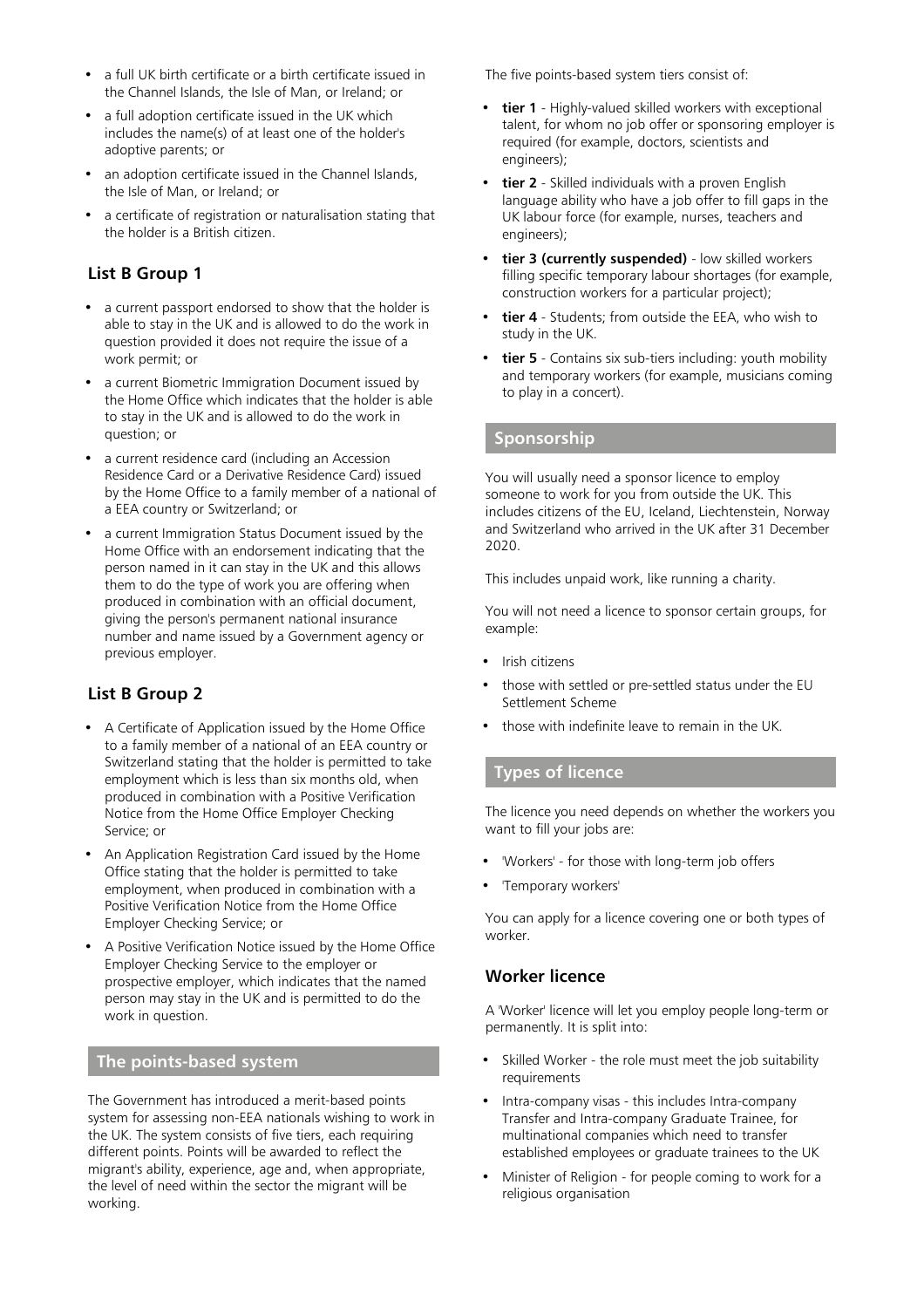- a full UK birth certificate or a birth certificate issued in the Channel Islands, the Isle of Man, or Ireland; or
- a full adoption certificate issued in the UK which includes the name(s) of at least one of the holder's adoptive parents; or
- an adoption certificate issued in the Channel Islands, the Isle of Man, or Ireland; or
- a certificate of registration or naturalisation stating that the holder is a British citizen.

### List B Group 1

- a current passport endorsed to show that the holder is able to stay in the UK and is allowed to do the work in question provided it does not require the issue of a work permit; or
- a current Biometric Immigration Document issued by the Home Office which indicates that the holder is able to stay in the UK and is allowed to do the work in question; or
- a current residence card (including an Accession Residence Card or a Derivative Residence Card) issued by the Home Office to a family member of a national of a EEA country or Switzerland; or
- a current Immigration Status Document issued by the Home Office with an endorsement indicating that the person named in it can stay in the UK and this allows them to do the type of work you are offering when produced in combination with an official document, giving the person's permanent national insurance number and name issued by a Government agency or previous employer.

### List B Group 2

- A Certificate of Application issued by the Home Office to a family member of a national of an EEA country or Switzerland stating that the holder is permitted to take employment which is less than six months old, when produced in combination with a Positive Verification Notice from the Home Office Employer Checking Service; or
- An Application Registration Card issued by the Home Office stating that the holder is permitted to take employment, when produced in combination with a Positive Verification Notice from the Home Office Employer Checking Service; or
- A Positive Verification Notice issued by the Home Office Employer Checking Service to the employer or prospective employer, which indicates that the named person may stay in the UK and is permitted to do the work in question.

## The points-based system

The Government has introduced a merit-based points system for assessing non-EEA nationals wishing to work in the UK. The system consists of five tiers, each requiring different points. Points will be awarded to reflect the migrant's ability, experience, age and, when appropriate, the level of need within the sector the migrant will be working.

The five points-based system tiers consist of:

- **tier 1** - Highly-valued skilled workers with exceptional talent, for whom no job offer or sponsoring employer is required (for example, doctors, scientists and engineers);
- **tier 2** - Skilled individuals with a proven English language ability who have a job offer to fill gaps in the UK labour force (for example, nurses, teachers and engineers);
- **tier 3 (currently suspended)** - low skilled workers filling specific temporary labour shortages (for example, construction workers for a particular project);
- **tier 4** - Students; from outside the EEA, who wish to study in the UK.
- **tier 5** - Contains six sub-tiers including: youth mobility and temporary workers (for example, musicians coming to play in a concert).

## Sponsorship

You will usually need a sponsor licence to employ someone to work for you from outside the UK. This includes citizens of the EU, Iceland, Liechtenstein, Norway and Switzerland who arrived in the UK after 31 December 2020.

This includes unpaid work, like running a charity.

You will not need a licence to sponsor certain groups, for example:

- Irish citizens
- those with settled or pre-settled status under the EU Settlement Scheme
- those with indefinite leave to remain in the UK.

## Types of licence

The licence you need depends on whether the workers you want to fill your jobs are:

- 'Workers' - for those with long-term job offers
- 'Temporary workers'

You can apply for a licence covering one or both types of worker.

### Worker licence

A 'Worker' licence will let you employ people long-term or permanently. It is split into:

- Skilled Worker - the role must meet the job suitability requirements
- Intra-company visas - this includes Intra-company Transfer and Intra-company Graduate Trainee, for multinational companies which need to transfer established employees or graduate trainees to the UK
- Minister of Religion - for people coming to work for a religious organisation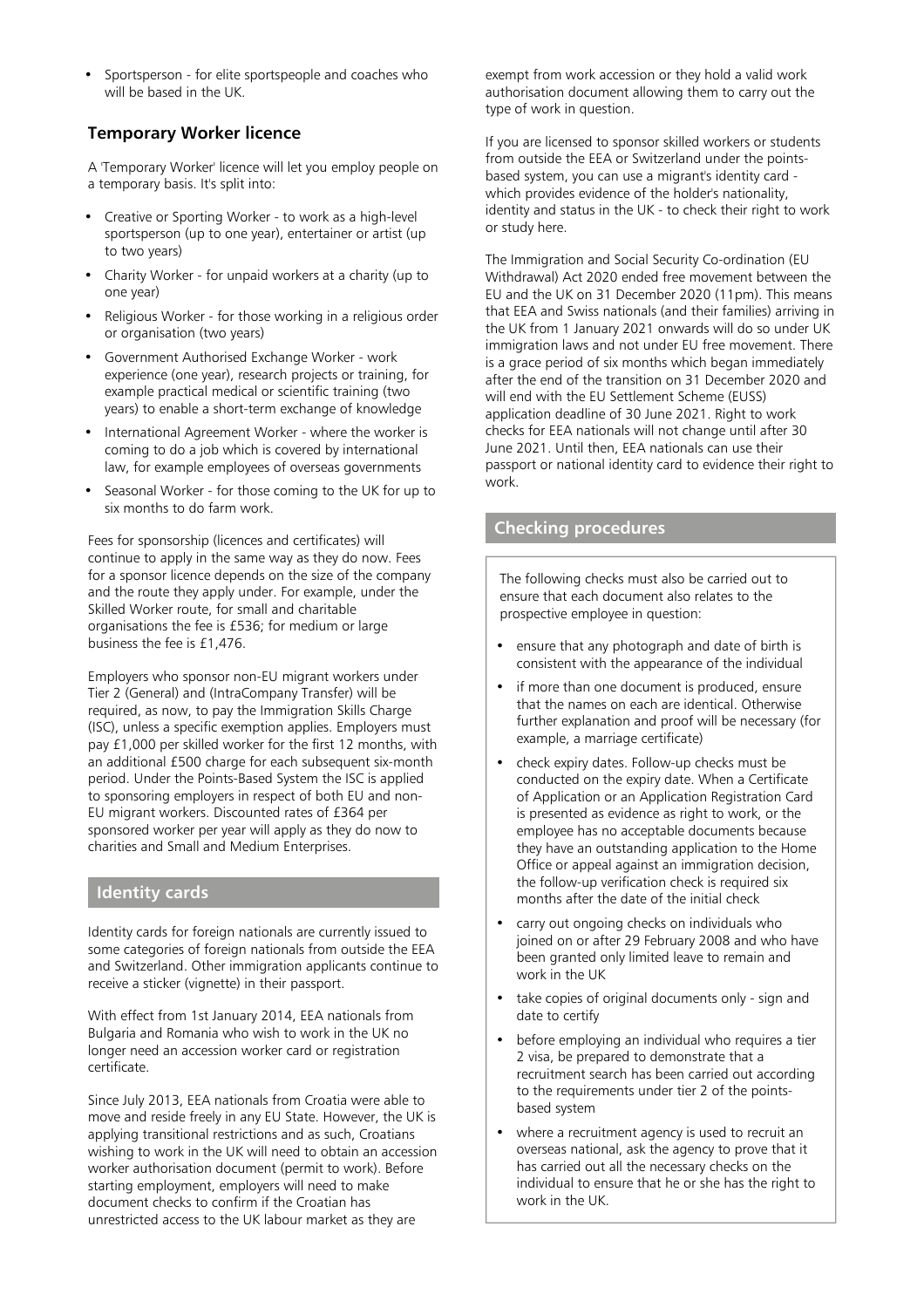- Sportsperson - for elite sportspeople and coaches who will be based in the UK.

### Temporary Worker licence

A 'Temporary Worker' licence will let you employ people on a temporary basis. It's split into:

- Creative or Sporting Worker - to work as a high-level sportsperson (up to one year), entertainer or artist (up to two years)
- Charity Worker - for unpaid workers at a charity (up to one year)
- Religious Worker - for those working in a religious order or organisation (two years)
- Government Authorised Exchange Worker - work experience (one year), research projects or training, for example practical medical or scientific training (two years) to enable a short-term exchange of knowledge
- International Agreement Worker - where the worker is coming to do a job which is covered by international law, for example employees of overseas governments
- Seasonal Worker - for those coming to the UK for up to six months to do farm work.

Fees for sponsorship (licences and certificates) will continue to apply in the same way as they do now. Fees for a sponsor licence depends on the size of the company and the route they apply under. For example, under the Skilled Worker route, for small and charitable organisations the fee is £536; for medium or large business the fee is £1,476.

Employers who sponsor non-EU migrant workers under Tier 2 (General) and (IntraCompany Transfer) will be required, as now, to pay the Immigration Skills Charge (ISC), unless a specific exemption applies. Employers must pay £1,000 per skilled worker for the first 12 months, with an additional £500 charge for each subsequent six-month period. Under the Points-Based System the ISC is applied to sponsoring employers in respect of both EU and non-EU migrant workers. Discounted rates of £364 per sponsored worker per year will apply as they do now to charities and Small and Medium Enterprises.

## Identity cards

Identity cards for foreign nationals are currently issued to some categories of foreign nationals from outside the EEA and Switzerland. Other immigration applicants continue to receive a sticker (vignette) in their passport.

With effect from 1st January 2014, EEA nationals from Bulgaria and Romania who wish to work in the UK no longer need an accession worker card or registration certificate.

Since July 2013, EEA nationals from Croatia were able to move and reside freely in any EU State. However, the UK is applying transitional restrictions and as such, Croatians wishing to work in the UK will need to obtain an accession worker authorisation document (permit to work). Before starting employment, employers will need to make document checks to confirm if the Croatian has unrestricted access to the UK labour market as they are exempt from work accession or they hold a valid work authorisation document allowing them to carry out the type of work in question.

If you are licensed to sponsor skilled workers or students from outside the EEA or Switzerland under the points-based system, you can use a migrant's identity card - which provides evidence of the holder's nationality, identity and status in the UK - to check their right to work or study here.

The Immigration and Social Security Co-ordination (EU Withdrawal) Act 2020 ended free movement between the EU and the UK on 31 December 2020 (11pm). This means that EEA and Swiss nationals (and their families) arriving in the UK from 1 January 2021 onwards will do so under UK immigration laws and not under EU free movement. There is a grace period of six months which began immediately after the end of the transition on 31 December 2020 and will end with the EU Settlement Scheme (EUSS) application deadline of 30 June 2021. Right to work checks for EEA nationals will not change until after 30 June 2021. Until then, EEA nationals can use their passport or national identity card to evidence their right to work.

## Checking procedures

The following checks must also be carried out to ensure that each document also relates to the prospective employee in question:

- ensure that any photograph and date of birth is consistent with the appearance of the individual
- if more than one document is produced, ensure that the names on each are identical. Otherwise further explanation and proof will be necessary (for example, a marriage certificate)
- check expiry dates. Follow-up checks must be conducted on the expiry date. When a Certificate of Application or an Application Registration Card is presented as evidence as right to work, or the employee has no acceptable documents because they have an outstanding application to the Home Office or appeal against an immigration decision, the follow-up verification check is required six months after the date of the initial check
- carry out ongoing checks on individuals who joined on or after 29 February 2008 and who have been granted only limited leave to remain and work in the UK
- take copies of original documents only - sign and date to certify
- before employing an individual who requires a tier 2 visa, be prepared to demonstrate that a recruitment search has been carried out according to the requirements under tier 2 of the points-based system
- where a recruitment agency is used to recruit an overseas national, ask the agency to prove that it has carried out all the necessary checks on the individual to ensure that he or she has the right to work in the UK.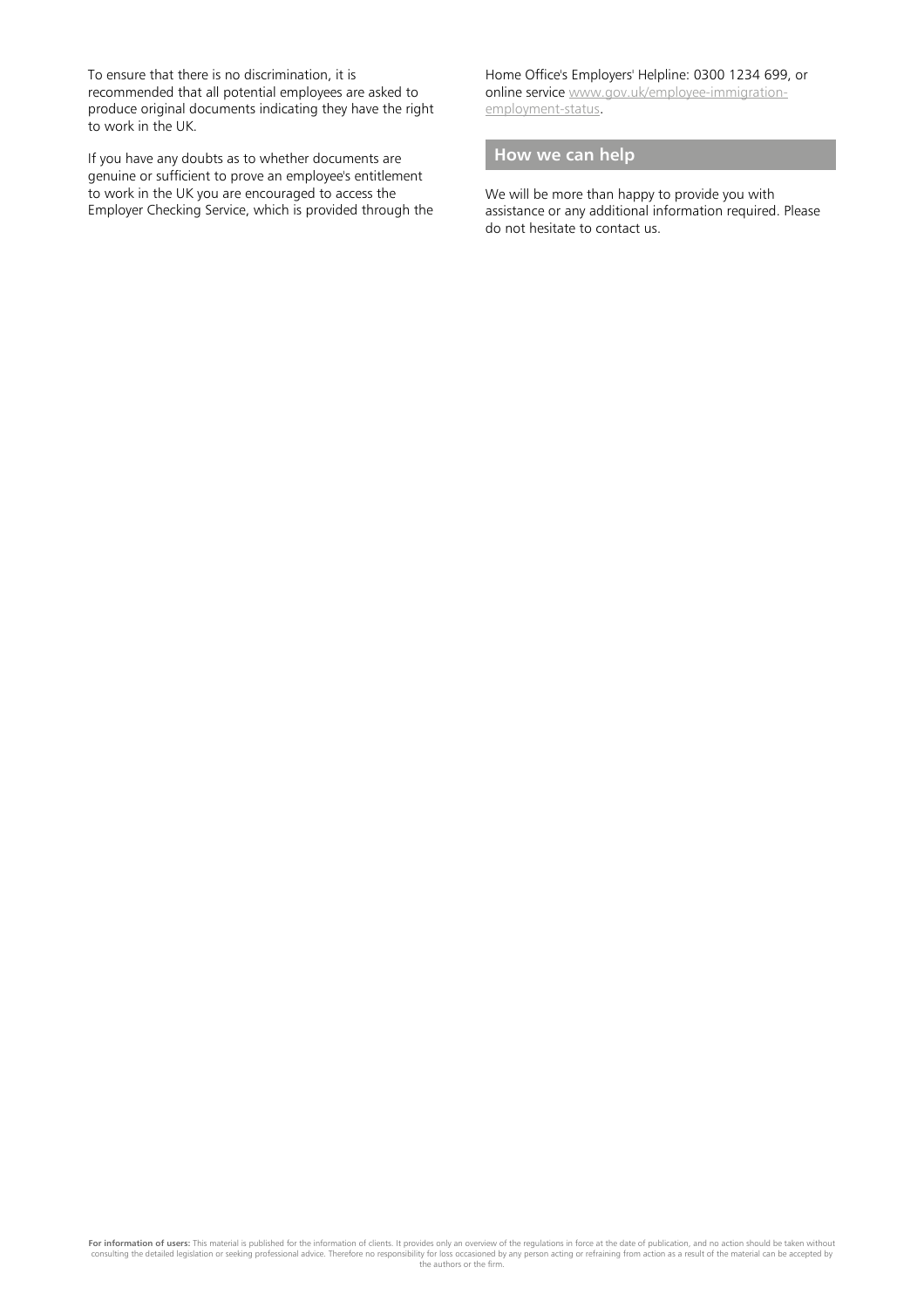To ensure that there is no discrimination, it is recommended that all potential employees are asked to produce original documents indicating they have the right to work in the UK.

If you have any doubts as to whether documents are genuine or sufficient to prove an employee's entitlement to work in the UK you are encouraged to access the Employer Checking Service, which is provided through the Home Office's Employers' Helpline: 0300 1234 699, or online service www.gov.uk/employee-immigration-employment-status.

## How we can help

We will be more than happy to provide you with assistance or any additional information required. Please do not hesitate to contact us.

**For information of users:** This material is published for the information of clients. It provides only an overview of the regulations in force at the date of publication, and no action should be taken without consulting the detailed legislation or seeking professional advice. Therefore no responsibility for loss occasioned by any person acting or refraining from action as a result of the material can be accepted by the authors or the firm.